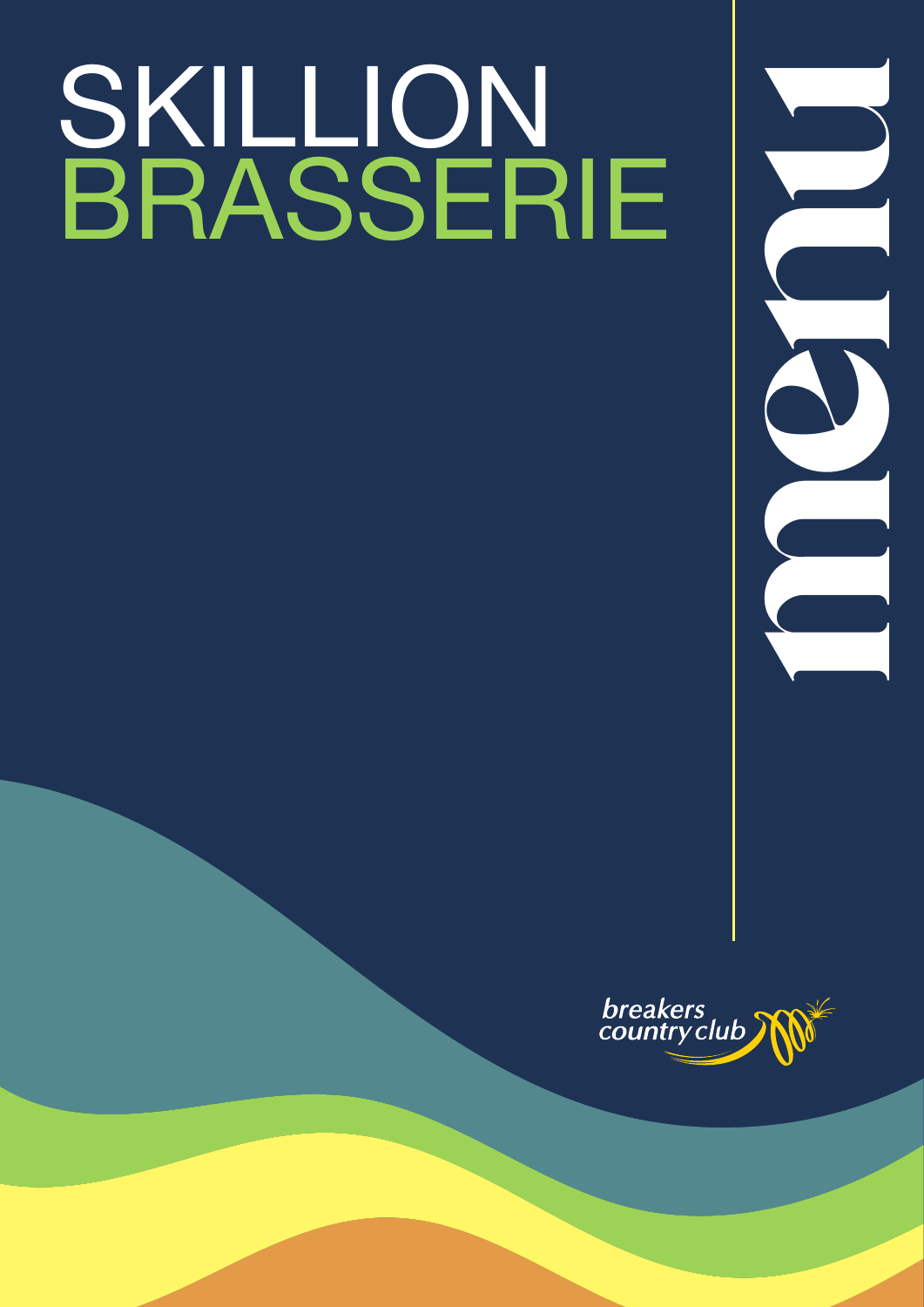# SKILLION BRASSERIE

menu

breakers country club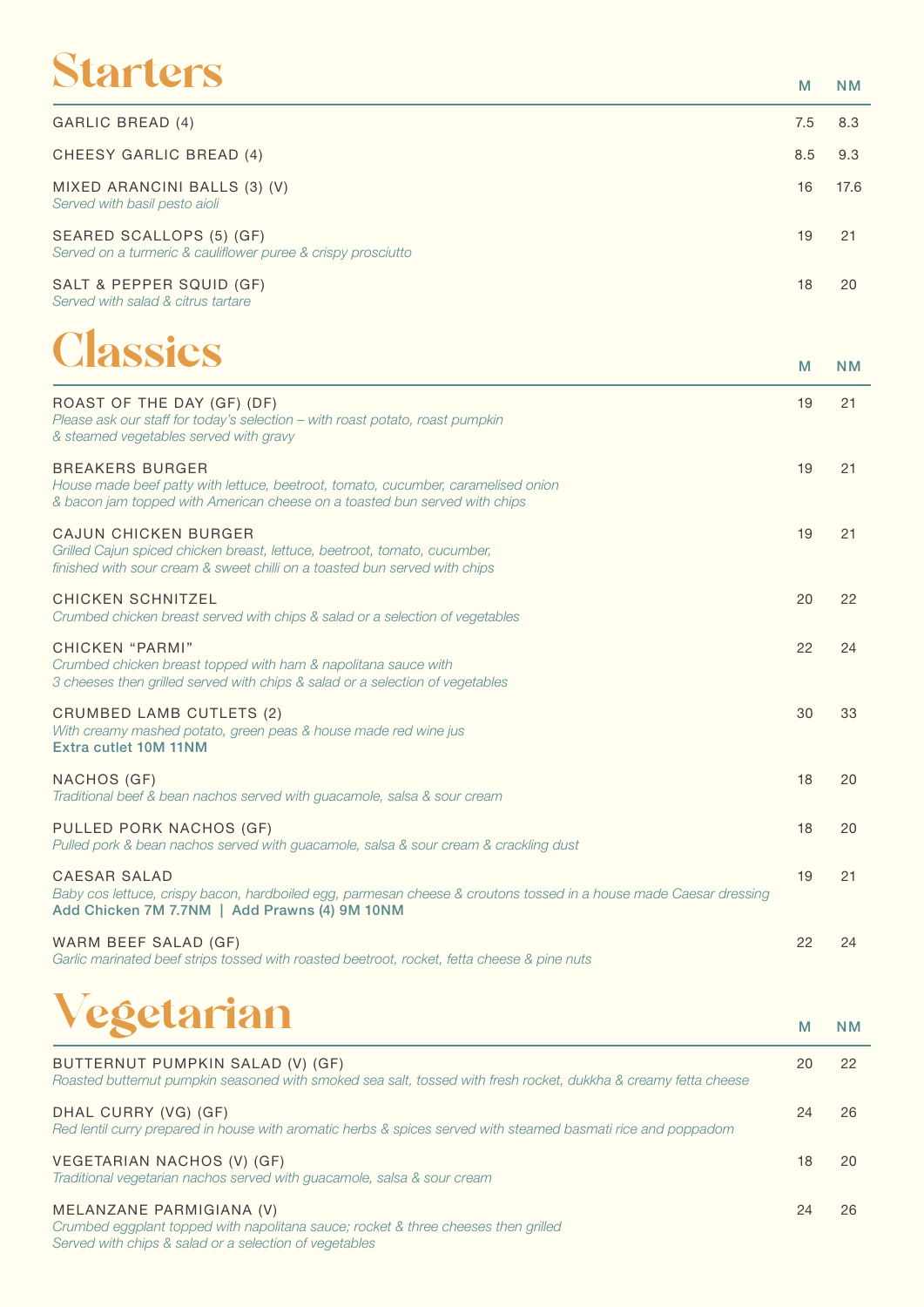# Starters

| | M | NM |
|---|---|---|
| GARLIC BREAD (4) | 7.5 | 8.3 |
| CHEESY GARLIC BREAD (4) | 8.5 | 9.3 |
| MIXED ARANCINI BALLS (3) (V)<br>*Served with basil pesto aioli* | 16 | 17.6 |
| SEARED SCALLOPS (5) (GF)<br>*Served on a turmeric & cauliflower puree & crispy prosciutto* | 19 | 21 |
| SALT & PEPPER SQUID (GF)<br>*Served with salad & citrus tartare* | 18 | 20 |

# Classics

| | M | NM |
|---|---|---|
| ROAST OF THE DAY (GF) (DF)<br>*Please ask our staff for today's selection – with roast potato, roast pumpkin & steamed vegetables served with gravy* | 19 | 21 |
| BREAKERS BURGER<br>*House made beef patty with lettuce, beetroot, tomato, cucumber, caramelised onion & bacon jam topped with American cheese on a toasted bun served with chips* | 19 | 21 |
| CAJUN CHICKEN BURGER<br>*Grilled Cajun spiced chicken breast, lettuce, beetroot, tomato, cucumber, finished with sour cream & sweet chilli on a toasted bun served with chips* | 19 | 21 |
| CHICKEN SCHNITZEL<br>*Crumbed chicken breast served with chips & salad or a selection of vegetables* | 20 | 22 |
| CHICKEN "PARMI"<br>*Crumbed chicken breast topped with ham & napolitana sauce with 3 cheeses then grilled served with chips & salad or a selection of vegetables* | 22 | 24 |
| CRUMBED LAMB CUTLETS (2)<br>*With creamy mashed potato, green peas & house made red wine jus*<br>**Extra cutlet 10M 11NM** | 30 | 33 |
| NACHOS (GF)<br>*Traditional beef & bean nachos served with guacamole, salsa & sour cream* | 18 | 20 |
| PULLED PORK NACHOS (GF)<br>*Pulled pork & bean nachos served with guacamole, salsa & sour cream & crackling dust* | 18 | 20 |
| CAESAR SALAD<br>*Baby cos lettuce, crispy bacon, hardboiled egg, parmesan cheese & croutons tossed in a house made Caesar dressing*<br>**Add Chicken 7M 7.7NM \| Add Prawns (4) 9M 10NM** | 19 | 21 |
| WARM BEEF SALAD (GF)<br>*Garlic marinated beef strips tossed with roasted beetroot, rocket, fetta cheese & pine nuts* | 22 | 24 |

# Vegetarian

| | M | NM |
|---|---|---|
| BUTTERNUT PUMPKIN SALAD (V) (GF)<br>*Roasted butternut pumpkin seasoned with smoked sea salt, tossed with fresh rocket, dukkha & creamy fetta cheese* | 20 | 22 |
| DHAL CURRY (VG) (GF)<br>*Red lentil curry prepared in house with aromatic herbs & spices served with steamed basmati rice and poppadom* | 24 | 26 |
| VEGETARIAN NACHOS (V) (GF)<br>*Traditional vegetarian nachos served with guacamole, salsa & sour cream* | 18 | 20 |
| MELANZANE PARMIGIANA (V)<br>*Crumbed eggplant topped with napolitana sauce; rocket & three cheeses then grilled Served with chips & salad or a selection of vegetables* | 24 | 26 |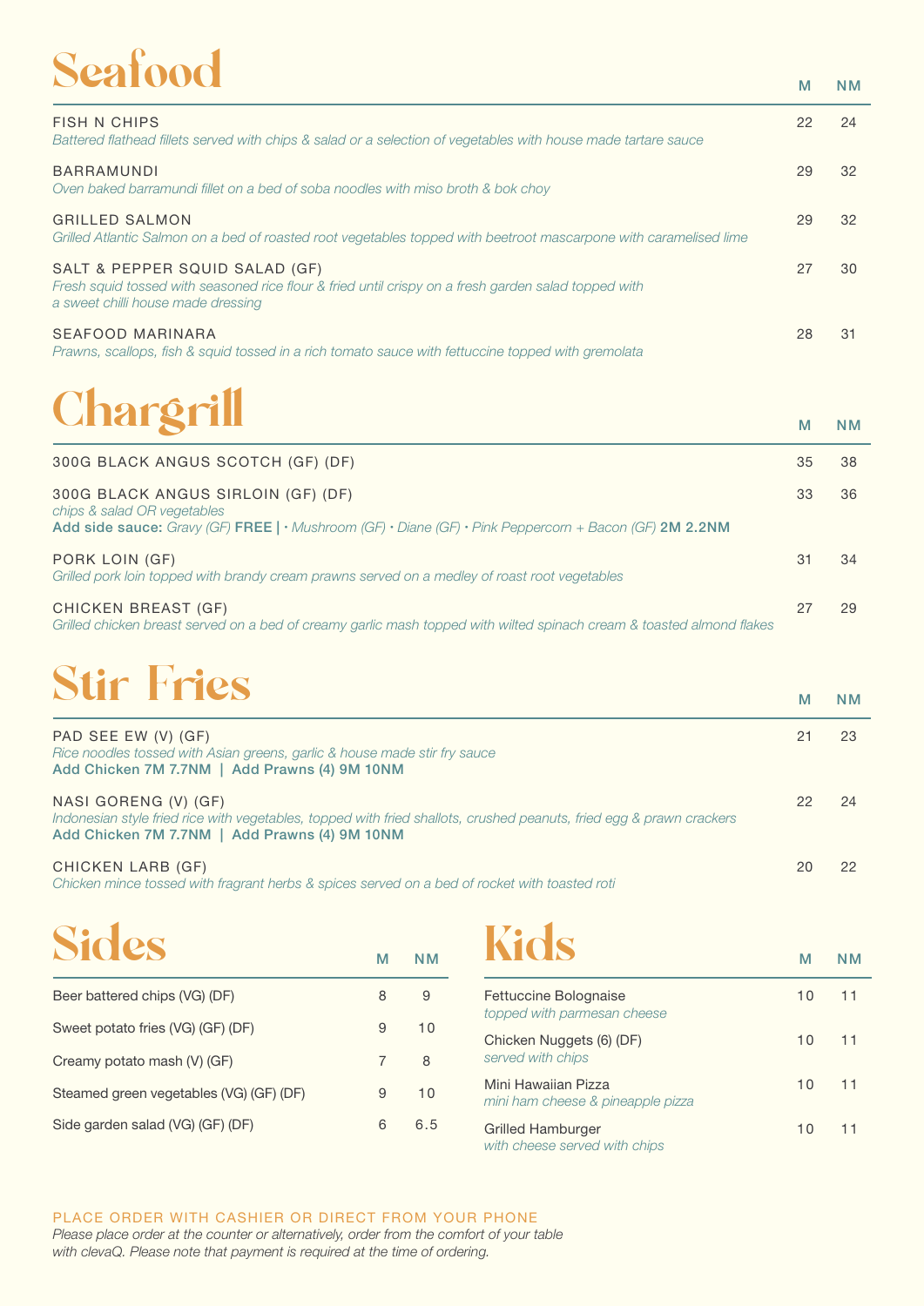# Seafood

| | M | NM |
|---|---|---|
| FISH N CHIPS<br>*Battered flathead fillets served with chips & salad or a selection of vegetables with house made tartare sauce* | 22 | 24 |
| BARRAMUNDI<br>*Oven baked barramundi fillet on a bed of soba noodles with miso broth & bok choy* | 29 | 32 |
| GRILLED SALMON<br>*Grilled Atlantic Salmon on a bed of roasted root vegetables topped with beetroot mascarpone with caramelised lime* | 29 | 32 |
| SALT & PEPPER SQUID SALAD (GF)<br>*Fresh squid tossed with seasoned rice flour & fried until crispy on a fresh garden salad topped with a sweet chilli house made dressing* | 27 | 30 |
| SEAFOOD MARINARA<br>*Prawns, scallops, fish & squid tossed in a rich tomato sauce with fettuccine topped with gremolata* | 28 | 31 |

# Chargrill

| | M | NM |
|---|---|---|
| 300G BLACK ANGUS SCOTCH (GF) (DF) | 35 | 38 |
| 300G BLACK ANGUS SIRLOIN (GF) (DF)<br>*chips & salad OR vegetables*<br>**Add side sauce:** *Gravy (GF)* **FREE** \| • *Mushroom (GF) • Diane (GF) • Pink Peppercorn + Bacon (GF)* **2M 2.2NM** | 33 | 36 |
| PORK LOIN (GF)<br>*Grilled pork loin topped with brandy cream prawns served on a medley of roast root vegetables* | 31 | 34 |
| CHICKEN BREAST (GF)<br>*Grilled chicken breast served on a bed of creamy garlic mash topped with wilted spinach cream & toasted almond flakes* | 27 | 29 |

# Stir Fries

| | M | NM |
|---|---|---|
| PAD SEE EW (V) (GF)<br>*Rice noodles tossed with Asian greens, garlic & house made stir fry sauce*<br>**Add Chicken 7M 7.7NM \| Add Prawns (4) 9M 10NM** | 21 | 23 |
| NASI GORENG (V) (GF)<br>*Indonesian style fried rice with vegetables, topped with fried shallots, crushed peanuts, fried egg & prawn crackers*<br>**Add Chicken 7M 7.7NM \| Add Prawns (4) 9M 10NM** | 22 | 24 |
| CHICKEN LARB (GF)<br>*Chicken mince tossed with fragrant herbs & spices served on a bed of rocket with toasted roti* | 20 | 22 |

# Sides

| | M | NM |
|---|---|---|
| Beer battered chips (VG) (DF) | 8 | 9 |
| Sweet potato fries (VG) (GF) (DF) | 9 | 10 |
| Creamy potato mash (V) (GF) | 7 | 8 |
| Steamed green vegetables (VG) (GF) (DF) | 9 | 10 |
| Side garden salad (VG) (GF) (DF) | 6 | 6.5 |

# Kids

| | M | NM |
|---|---|---|
| Fettuccine Bolognaise<br>*topped with parmesan cheese* | 10 | 11 |
| Chicken Nuggets (6) (DF)<br>*served with chips* | 10 | 11 |
| Mini Hawaiian Pizza<br>*mini ham cheese & pineapple pizza* | 10 | 11 |
| Grilled Hamburger<br>*with cheese served with chips* | 10 | 11 |

PLACE ORDER WITH CASHIER OR DIRECT FROM YOUR PHONE

*Please place order at the counter or alternatively, order from the comfort of your table with clevaQ. Please note that payment is required at the time of ordering.*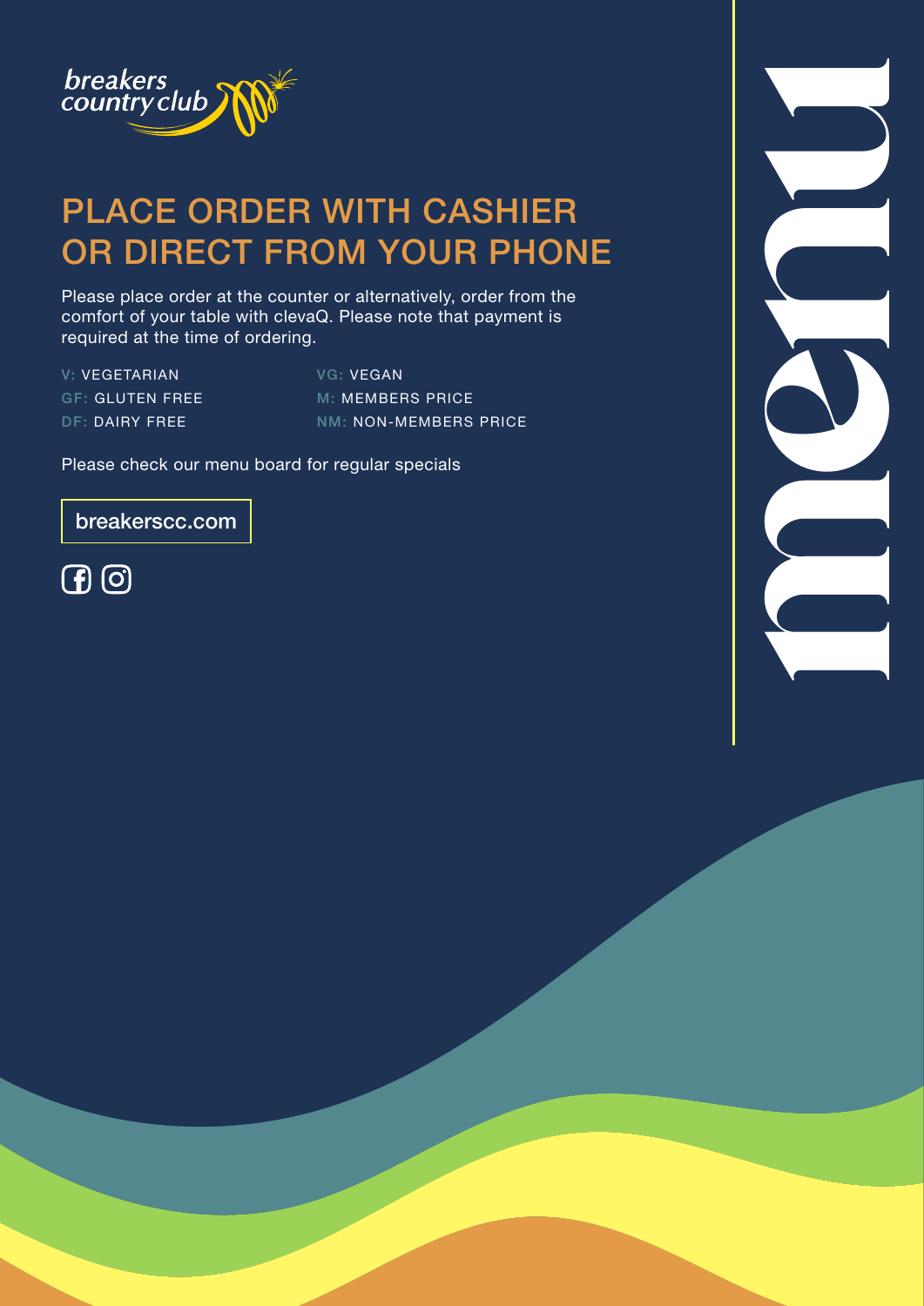breakers country club

# PLACE ORDER WITH CASHIER OR DIRECT FROM YOUR PHONE

Please place order at the counter or alternatively, order from the comfort of your table with clevaQ. Please note that payment is required at the time of ordering.

V: VEGETARIAN
GF: GLUTEN FREE
DF: DAIRY FREE
VG: VEGAN
M: MEMBERS PRICE
NM: NON-MEMBERS PRICE

Please check our menu board for regular specials

breakerscc.com

menu